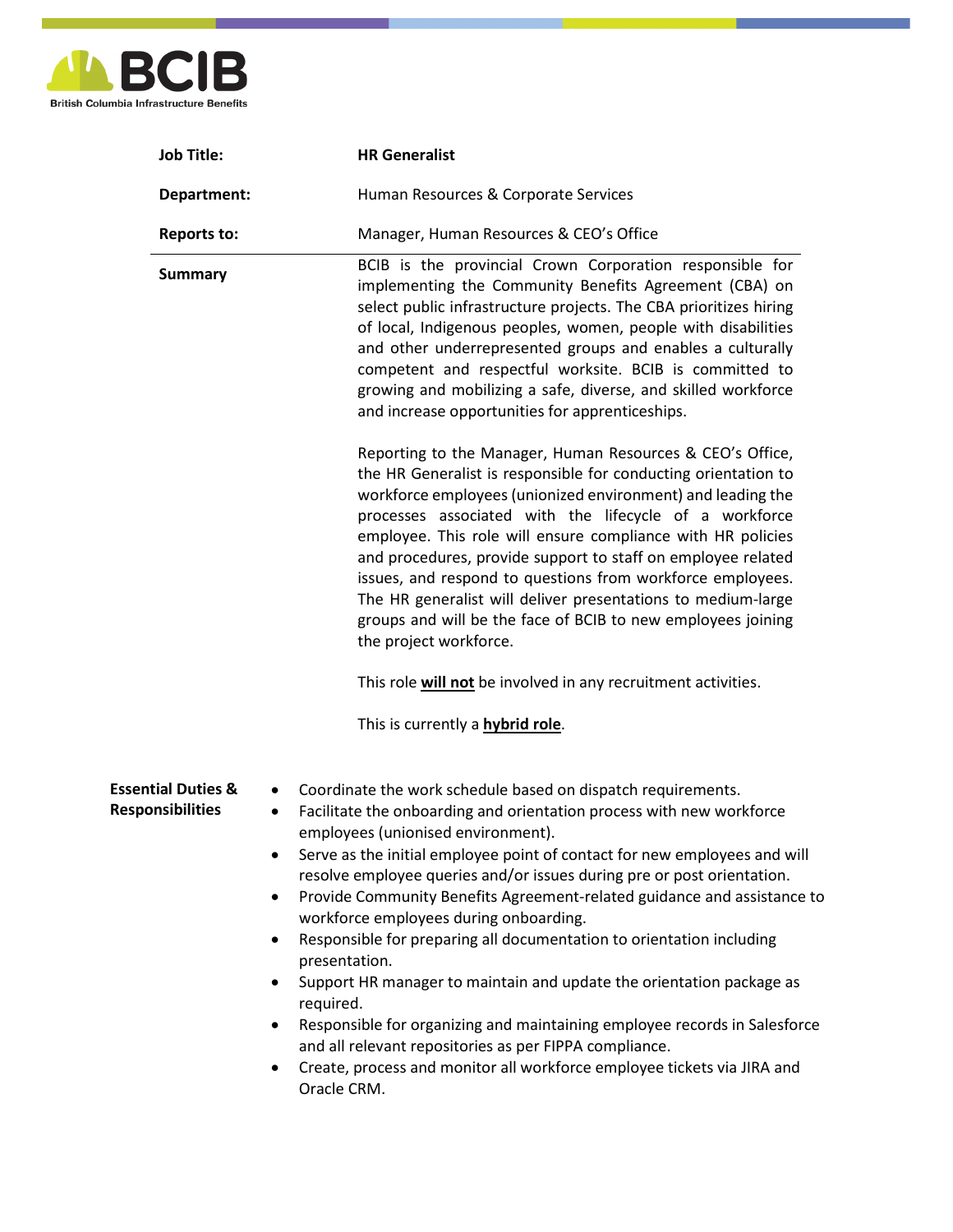BCIB

British Columbia Infrastructure Benefits

| | |
|---|---|
| **Job Title:** | **HR Generalist** |
| **Department:** | Human Resources & Corporate Services |
| **Reports to:** | Manager, Human Resources & CEO's Office |

**Summary**

BCIB is the provincial Crown Corporation responsible for implementing the Community Benefits Agreement (CBA) on select public infrastructure projects. The CBA prioritizes hiring of local, Indigenous peoples, women, people with disabilities and other underrepresented groups and enables a culturally competent and respectful worksite. BCIB is committed to growing and mobilizing a safe, diverse, and skilled workforce and increase opportunities for apprenticeships.

Reporting to the Manager, Human Resources & CEO's Office, the HR Generalist is responsible for conducting orientation to workforce employees (unionized environment) and leading the processes associated with the lifecycle of a workforce employee. This role will ensure compliance with HR policies and procedures, provide support to staff on employee related issues, and respond to questions from workforce employees. The HR generalist will deliver presentations to medium-large groups and will be the face of BCIB to new employees joining the project workforce.

This role **will not** be involved in any recruitment activities.

This is currently a **hybrid role**.

**Essential Duties & Responsibilities**

- Coordinate the work schedule based on dispatch requirements.
- Facilitate the onboarding and orientation process with new workforce employees (unionised environment).
- Serve as the initial employee point of contact for new employees and will resolve employee queries and/or issues during pre or post orientation.
- Provide Community Benefits Agreement-related guidance and assistance to workforce employees during onboarding.
- Responsible for preparing all documentation to orientation including presentation.
- Support HR manager to maintain and update the orientation package as required.
- Responsible for organizing and maintaining employee records in Salesforce and all relevant repositories as per FIPPA compliance.
- Create, process and monitor all workforce employee tickets via JIRA and Oracle CRM.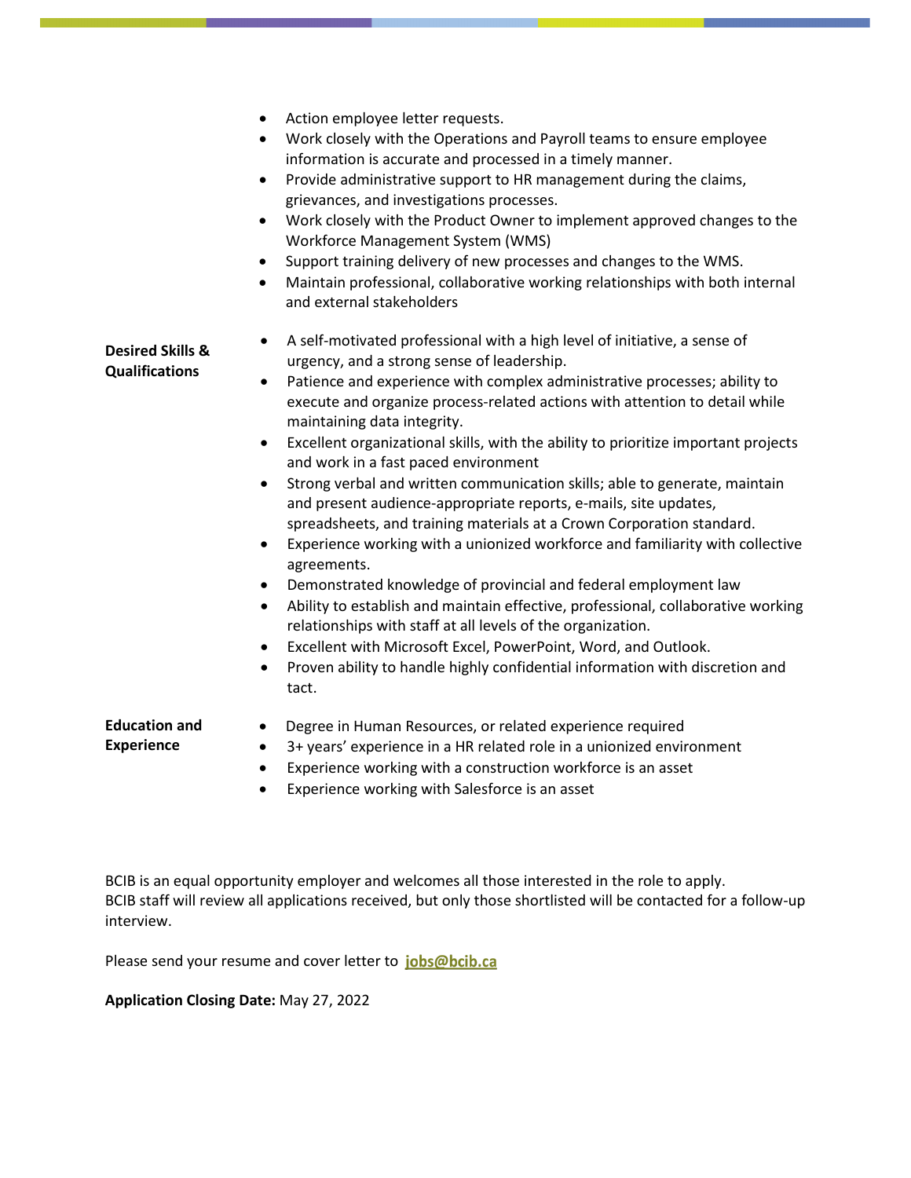- Action employee letter requests.
- Work closely with the Operations and Payroll teams to ensure employee information is accurate and processed in a timely manner.
- Provide administrative support to HR management during the claims, grievances, and investigations processes.
- Work closely with the Product Owner to implement approved changes to the Workforce Management System (WMS)
- Support training delivery of new processes and changes to the WMS.
- Maintain professional, collaborative working relationships with both internal and external stakeholders

**Desired Skills & Qualifications**

- A self-motivated professional with a high level of initiative, a sense of urgency, and a strong sense of leadership.
- Patience and experience with complex administrative processes; ability to execute and organize process-related actions with attention to detail while maintaining data integrity.
- Excellent organizational skills, with the ability to prioritize important projects and work in a fast paced environment
- Strong verbal and written communication skills; able to generate, maintain and present audience-appropriate reports, e-mails, site updates, spreadsheets, and training materials at a Crown Corporation standard.
- Experience working with a unionized workforce and familiarity with collective agreements.
- Demonstrated knowledge of provincial and federal employment law
- Ability to establish and maintain effective, professional, collaborative working relationships with staff at all levels of the organization.
- Excellent with Microsoft Excel, PowerPoint, Word, and Outlook.
- Proven ability to handle highly confidential information with discretion and tact.

**Education and Experience**

- Degree in Human Resources, or related experience required
- 3+ years' experience in a HR related role in a unionized environment
- Experience working with a construction workforce is an asset
- Experience working with Salesforce is an asset

BCIB is an equal opportunity employer and welcomes all those interested in the role to apply.
BCIB staff will review all applications received, but only those shortlisted will be contacted for a follow-up interview.

Please send your resume and cover letter to **jobs@bcib.ca**

**Application Closing Date:** May 27, 2022